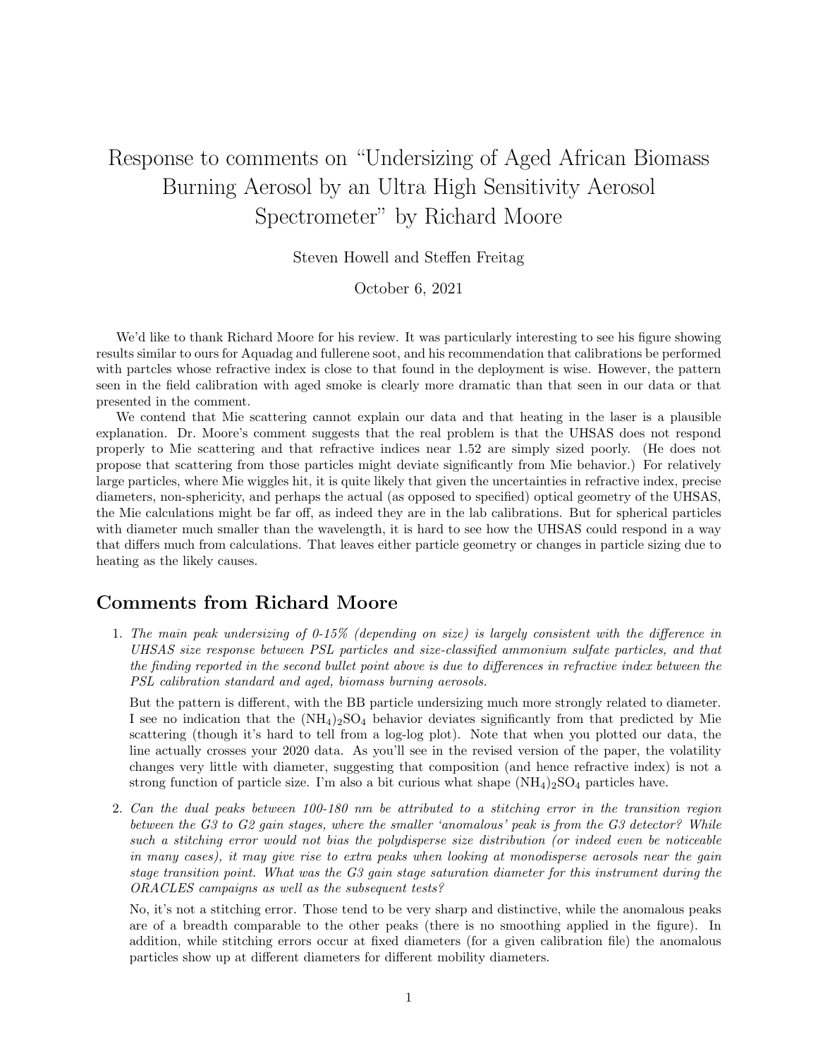# Response to comments on "Undersizing of Aged African Biomass Burning Aerosol by an Ultra High Sensitivity Aerosol Spectrometer" by Richard Moore

Steven Howell and Steffen Freitag

October 6, 2021

We'd like to thank Richard Moore for his review. It was particularly interesting to see his figure showing results similar to ours for Aquadag and fullerene soot, and his recommendation that calibrations be performed with partcles whose refractive index is close to that found in the deployment is wise. However, the pattern seen in the field calibration with aged smoke is clearly more dramatic than that seen in our data or that presented in the comment.

We contend that Mie scattering cannot explain our data and that heating in the laser is a plausible explanation. Dr. Moore's comment suggests that the real problem is that the UHSAS does not respond properly to Mie scattering and that refractive indices near 1.52 are simply sized poorly. (He does not propose that scattering from those particles might deviate significantly from Mie behavior.) For relatively large particles, where Mie wiggles hit, it is quite likely that given the uncertainties in refractive index, precise diameters, non-sphericity, and perhaps the actual (as opposed to specified) optical geometry of the UHSAS, the Mie calculations might be far off, as indeed they are in the lab calibrations. But for spherical particles with diameter much smaller than the wavelength, it is hard to see how the UHSAS could respond in a way that differs much from calculations. That leaves either particle geometry or changes in particle sizing due to heating as the likely causes.

## Comments from Richard Moore

1. *The main peak undersizing of 0-15% (depending on size) is largely consistent with the difference in UHSAS size response between PSL particles and size-classified ammonium sulfate particles, and that the finding reported in the second bullet point above is due to differences in refractive index between the PSL calibration standard and aged, biomass burning aerosols.*

   But the pattern is different, with the BB particle undersizing much more strongly related to diameter. I see no indication that the $(NH_4)_2SO_4$ behavior deviates significantly from that predicted by Mie scattering (though it's hard to tell from a log-log plot). Note that when you plotted our data, the line actually crosses your 2020 data. As you'll see in the revised version of the paper, the volatility changes very little with diameter, suggesting that composition (and hence refractive index) is not a strong function of particle size. I'm also a bit curious what shape $(NH_4)_2SO_4$ particles have.

2. *Can the dual peaks between 100-180 nm be attributed to a stitching error in the transition region between the G3 to G2 gain stages, where the smaller 'anomalous' peak is from the G3 detector? While such a stitching error would not bias the polydisperse size distribution (or indeed even be noticeable in many cases), it may give rise to extra peaks when looking at monodisperse aerosols near the gain stage transition point. What was the G3 gain stage saturation diameter for this instrument during the ORACLES campaigns as well as the subsequent tests?*

   No, it's not a stitching error. Those tend to be very sharp and distinctive, while the anomalous peaks are of a breadth comparable to the other peaks (there is no smoothing applied in the figure). In addition, while stitching errors occur at fixed diameters (for a given calibration file) the anomalous particles show up at different diameters for different mobility diameters.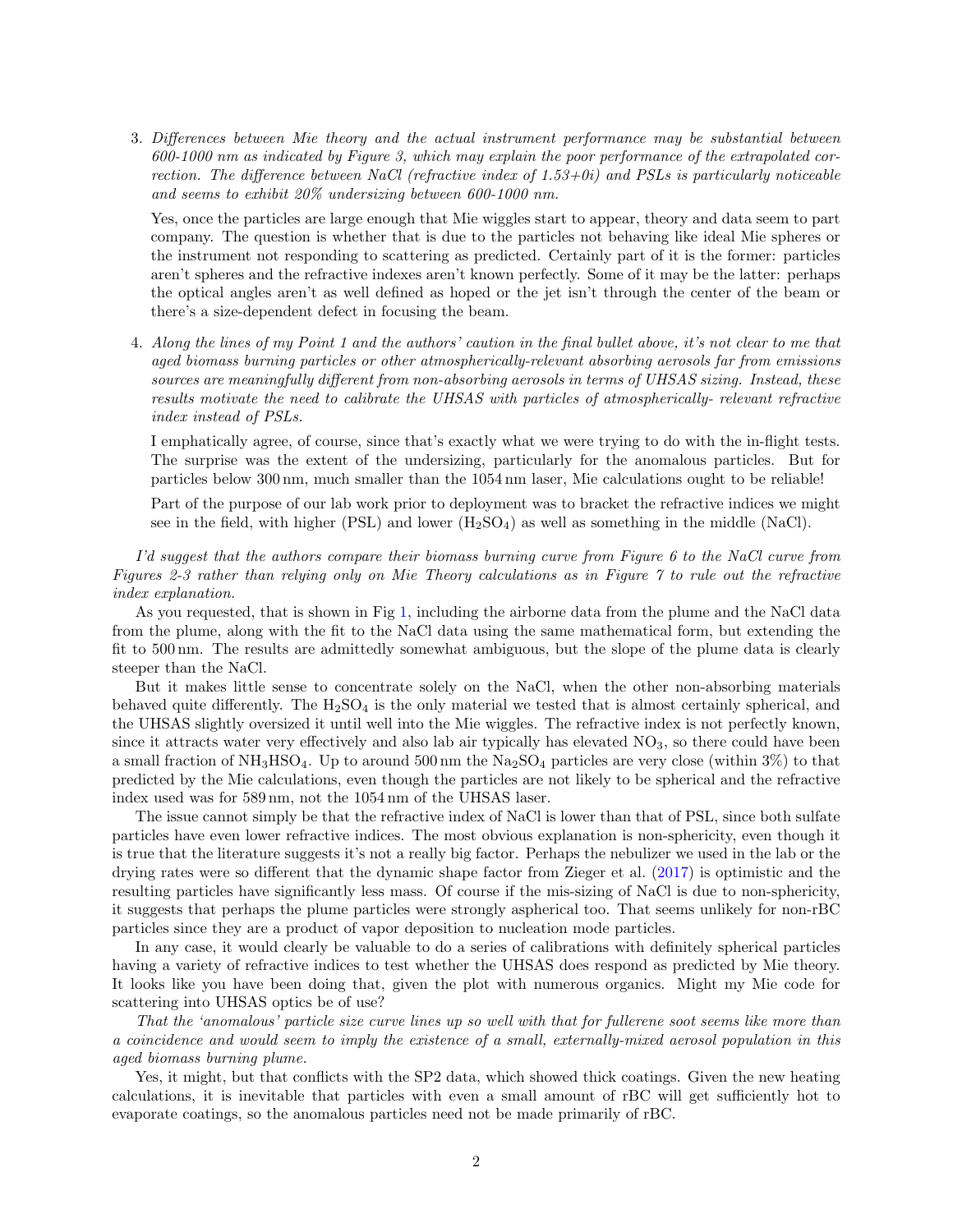3. *Differences between Mie theory and the actual instrument performance may be substantial between 600-1000 nm as indicated by Figure 3, which may explain the poor performance of the extrapolated correction. The difference between NaCl (refractive index of 1.53+0i) and PSLs is particularly noticeable and seems to exhibit 20% undersizing between 600-1000 nm.*

   Yes, once the particles are large enough that Mie wiggles start to appear, theory and data seem to part company. The question is whether that is due to the particles not behaving like ideal Mie spheres or the instrument not responding to scattering as predicted. Certainly part of it is the former: particles aren't spheres and the refractive indexes aren't known perfectly. Some of it may be the latter: perhaps the optical angles aren't as well defined as hoped or the jet isn't through the center of the beam or there's a size-dependent defect in focusing the beam.

4. *Along the lines of my Point 1 and the authors' caution in the final bullet above, it's not clear to me that aged biomass burning particles or other atmospherically-relevant absorbing aerosols far from emissions sources are meaningfully different from non-absorbing aerosols in terms of UHSAS sizing. Instead, these results motivate the need to calibrate the UHSAS with particles of atmospherically- relevant refractive index instead of PSLs.*

   I emphatically agree, of course, since that's exactly what we were trying to do with the in-flight tests. The surprise was the extent of the undersizing, particularly for the anomalous particles. But for particles below 300 nm, much smaller than the 1054 nm laser, Mie calculations ought to be reliable!

   Part of the purpose of our lab work prior to deployment was to bracket the refractive indices we might see in the field, with higher (PSL) and lower ($H_2SO_4$) as well as something in the middle (NaCl).

*I'd suggest that the authors compare their biomass burning curve from Figure 6 to the NaCl curve from Figures 2-3 rather than relying only on Mie Theory calculations as in Figure 7 to rule out the refractive index explanation.*

As you requested, that is shown in Fig 1, including the airborne data from the plume and the NaCl data from the plume, along with the fit to the NaCl data using the same mathematical form, but extending the fit to 500 nm. The results are admittedly somewhat ambiguous, but the slope of the plume data is clearly steeper than the NaCl.

But it makes little sense to concentrate solely on the NaCl, when the other non-absorbing materials behaved quite differently. The $H_2SO_4$ is the only material we tested that is almost certainly spherical, and the UHSAS slightly oversized it until well into the Mie wiggles. The refractive index is not perfectly known, since it attracts water very effectively and also lab air typically has elevated $NO_3$, so there could have been a small fraction of $NH_3HSO_4$. Up to around 500 nm the $Na_2SO_4$ particles are very close (within 3%) to that predicted by the Mie calculations, even though the particles are not likely to be spherical and the refractive index used was for 589 nm, not the 1054 nm of the UHSAS laser.

The issue cannot simply be that the refractive index of NaCl is lower than that of PSL, since both sulfate particles have even lower refractive indices. The most obvious explanation is non-sphericity, even though it is true that the literature suggests it's not a really big factor. Perhaps the nebulizer we used in the lab or the drying rates were so different that the dynamic shape factor from Zieger et al. (2017) is optimistic and the resulting particles have significantly less mass. Of course if the mis-sizing of NaCl is due to non-sphericity, it suggests that perhaps the plume particles were strongly aspherical too. That seems unlikely for non-rBC particles since they are a product of vapor deposition to nucleation mode particles.

In any case, it would clearly be valuable to do a series of calibrations with definitely spherical particles having a variety of refractive indices to test whether the UHSAS does respond as predicted by Mie theory. It looks like you have been doing that, given the plot with numerous organics. Might my Mie code for scattering into UHSAS optics be of use?

*That the 'anomalous' particle size curve lines up so well with that for fullerene soot seems like more than a coincidence and would seem to imply the existence of a small, externally-mixed aerosol population in this aged biomass burning plume.*

Yes, it might, but that conflicts with the SP2 data, which showed thick coatings. Given the new heating calculations, it is inevitable that particles with even a small amount of rBC will get sufficiently hot to evaporate coatings, so the anomalous particles need not be made primarily of rBC.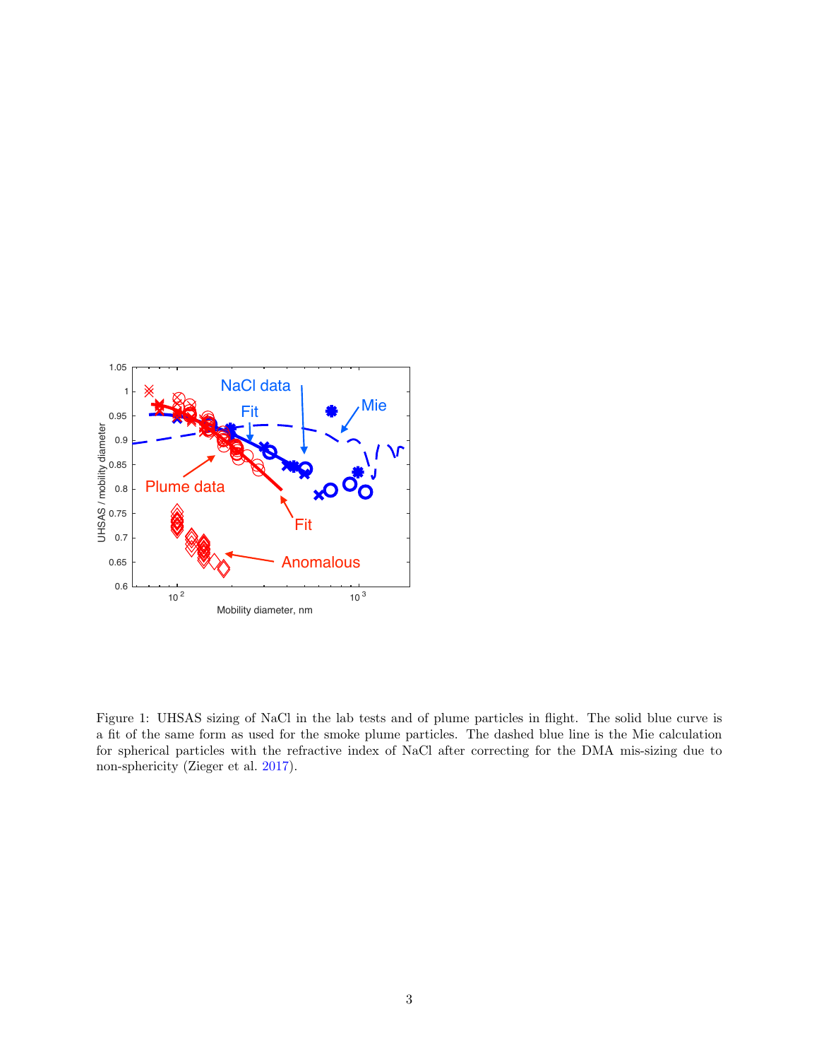Figure 1: UHSAS sizing of NaCl in the lab tests and of plume particles in flight. The solid blue curve is a fit of the same form as used for the smoke plume particles. The dashed blue line is the Mie calculation for spherical particles with the refractive index of NaCl after correcting for the DMA mis-sizing due to non-sphericity (Zieger et al. 2017).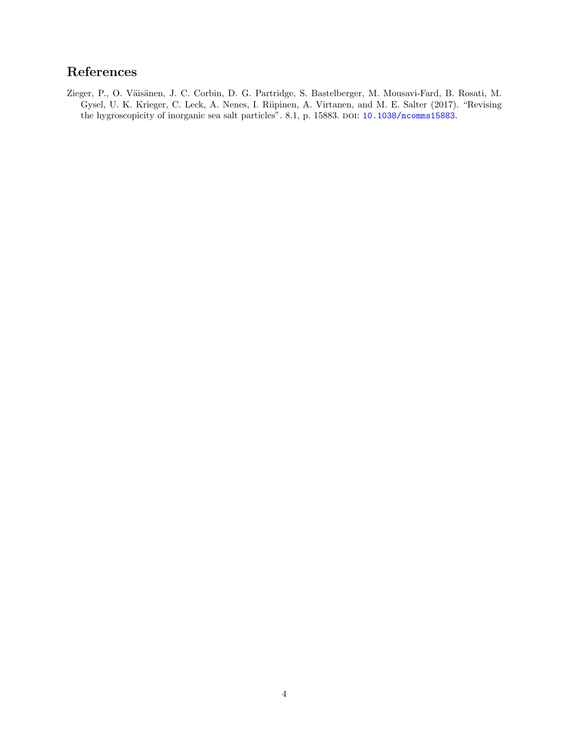## References

Zieger, P., O. Väisänen, J. C. Corbin, D. G. Partridge, S. Bastelberger, M. Mousavi-Fard, B. Rosati, M. Gysel, U. K. Krieger, C. Leck, A. Nenes, I. Riipinen, A. Virtanen, and M. E. Salter (2017). "Revising the hygroscopicity of inorganic sea salt particles". 8.1, p. 15883. DOI: 10.1038/ncomms15883.